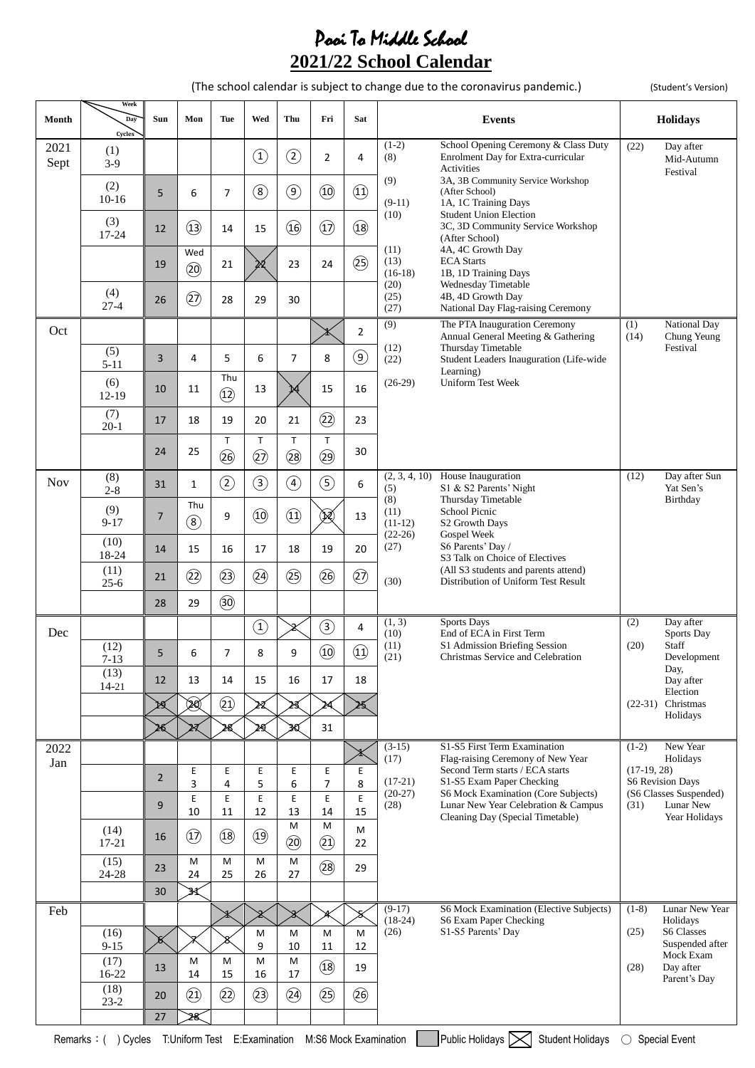# Pooi To Middle School

## 2021/22 School Calendar

(The school calendar is subject to change due to the coronavirus pandemic.) (Student's Version)

| Month | Week / Day / Cycles | Sun | Mon | Tue | Wed | Thu | Fri | Sat | Events | Holidays |
|---|---|---|---|---|---|---|---|---|---|---|
| 2021 Sept | (1) 3-9 | | | | ① | ② | 2 | 4 | (1-2) School Opening Ceremony & Class Duty<br>(8) Enrolment Day for Extra-curricular Activities<br>(9) 3A, 3B Community Service Workshop (After School)<br>(9-11) 1A, 1C Training Days<br>(10) Student Union Election<br>3C, 3D Community Service Workshop (After School)<br>(11) 4A, 4C Growth Day<br>(13) ECA Starts<br>(16-18) 1B, 1D Training Days<br>(20) Wednesday Timetable<br>(25) 4B, 4D Growth Day<br>(27) National Day Flag-raising Ceremony | (22) Day after Mid-Autumn Festival |
| | (2) 10-16 | 5 | 6 | 7 | ⑧ | ⑨ | ⑩ | ⑪ | | |
| | (3) 17-24 | 12 | ⑬ | 14 | 15 | ⑯ | ⑰ | ⑱ | | |
| | | 19 | Wed ⑳ | 21 | 22 | 23 | 24 | ㉕ | | |
| | (4) 27-4 | 26 | ㉗ | 28 | 29 | 30 | | | | |
| Oct | | | | | | | 1 | 2 | (9) The PTA Inauguration Ceremony<br>Annual General Meeting & Gathering<br>(12) Thursday Timetable<br>(22) Student Leaders Inauguration (Life-wide Learning)<br>(26-29) Uniform Test Week | (1) National Day<br>(14) Chung Yeung Festival |
| | (5) 5-11 | 3 | 4 | 5 | 6 | 7 | 8 | ⑨ | | |
| | (6) 12-19 | 10 | 11 | Thu ⑫ | 13 | 14 | 15 | 16 | | |
| | (7) 20-1 | 17 | 18 | 19 | 20 | 21 | ㉒ | 23 | | |
| | | 24 | 25 | T ㉖ | T ㉗ | T ㉘ | T ㉙ | 30 | | |
| Nov | (8) 2-8 | 31 | 1 | ② | ③ | ④ | ⑤ | 6 | (2, 3, 4, 10) House Inauguration<br>(5) S1 & S2 Parents' Night<br>(8) Thursday Timetable<br>(11) School Picnic<br>(11-12) S2 Growth Days<br>(22-26) Gospel Week<br>(27) S6 Parents' Day / S3 Talk on Choice of Electives (All S3 students and parents attend)<br>(30) Distribution of Uniform Test Result | (12) Day after Sun Yat Sen's Birthday |
| | (9) 9-17 | 7 | Thu ⑧ | 9 | ⑩ | ⑪ | ⑫ | 13 | | |
| | (10) 18-24 | 14 | 15 | 16 | 17 | 18 | 19 | 20 | | |
| | (11) 25-6 | 21 | ㉒ | ㉓ | ㉔ | ㉕ | ㉖ | ㉗ | | |
| | | 28 | 29 | ㉚ | | | | | | |
| Dec | | | | | ① | 2 | ③ | 4 | (1, 3) Sports Days<br>(10) End of ECA in First Term<br>(11) S1 Admission Briefing Session<br>(21) Christmas Service and Celebration | (2) Day after Sports Day<br>(20) Staff Development Day, Day after Election<br>(22-31) Christmas Holidays |
| | (12) 7-13 | 5 | 6 | 7 | 8 | 9 | ⑩ | ⑪ | | |
| | (13) 14-21 | 12 | 13 | 14 | 15 | 16 | 17 | 18 | | |
| | | 19 | ⑳ | ㉑ | 22 | 23 | 24 | 25 | | |
| | | 26 | 27 | 28 | 29 | 30 | 31 | | | |
| 2022 Jan | | | | | | | | 1 | (3-15) S1-S5 First Term Examination<br>(17) Flag-raising Ceremony of New Year<br>Second Term starts / ECA starts<br>(17-21) S1-S5 Exam Paper Checking<br>(20-27) S6 Mock Examination (Core Subjects)<br>(28) Lunar New Year Celebration & Campus Cleaning Day (Special Timetable) | (1-2) New Year Holidays<br>(17-19, 28) S6 Revision Days (S6 Classes Suspended)<br>(31) Lunar New Year Holidays |
| | | 2 | E 3 | E 4 | E 5 | E 6 | E 7 | E 8 | | |
| | | 9 | E 10 | E 11 | E 12 | E 13 | E 14 | E 15 | | |
| | (14) 17-21 | 16 | ⑰ | ⑱ | ⑲ | M ⑳ | M ㉑ | M 22 | | |
| | (15) 24-28 | 23 | M 24 | M 25 | M 26 | M 27 | ㉘ | 29 | | |
| | | 30 | 31 | | | | | | | |
| Feb | | | | 1 | 2 | 3 | 4 | 5 | (9-17) S6 Mock Examination (Elective Subjects)<br>(18-24) S6 Exam Paper Checking<br>(26) S1-S5 Parents' Day | (1-8) Lunar New Year Holidays<br>(25) S6 Classes Suspended after Mock Exam<br>(28) Day after Parent's Day |
| | (16) 9-15 | 6 | 7 | 8 | M 9 | M 10 | M 11 | M 12 | | |
| | (17) 16-22 | 13 | M 14 | M 15 | M 16 | M 17 | ⑱ | 19 | | |
| | (18) 23-2 | 20 | ㉑ | ㉒ | ㉓ | ㉔ | ㉕ | ㉖ | | |
| | | 27 | 28 | | | | | | | |

Remarks：( ) Cycles T:Uniform Test E:Examination M:S6 Mock Examination ▒ Public Holidays ☒ Student Holidays ○ Special Event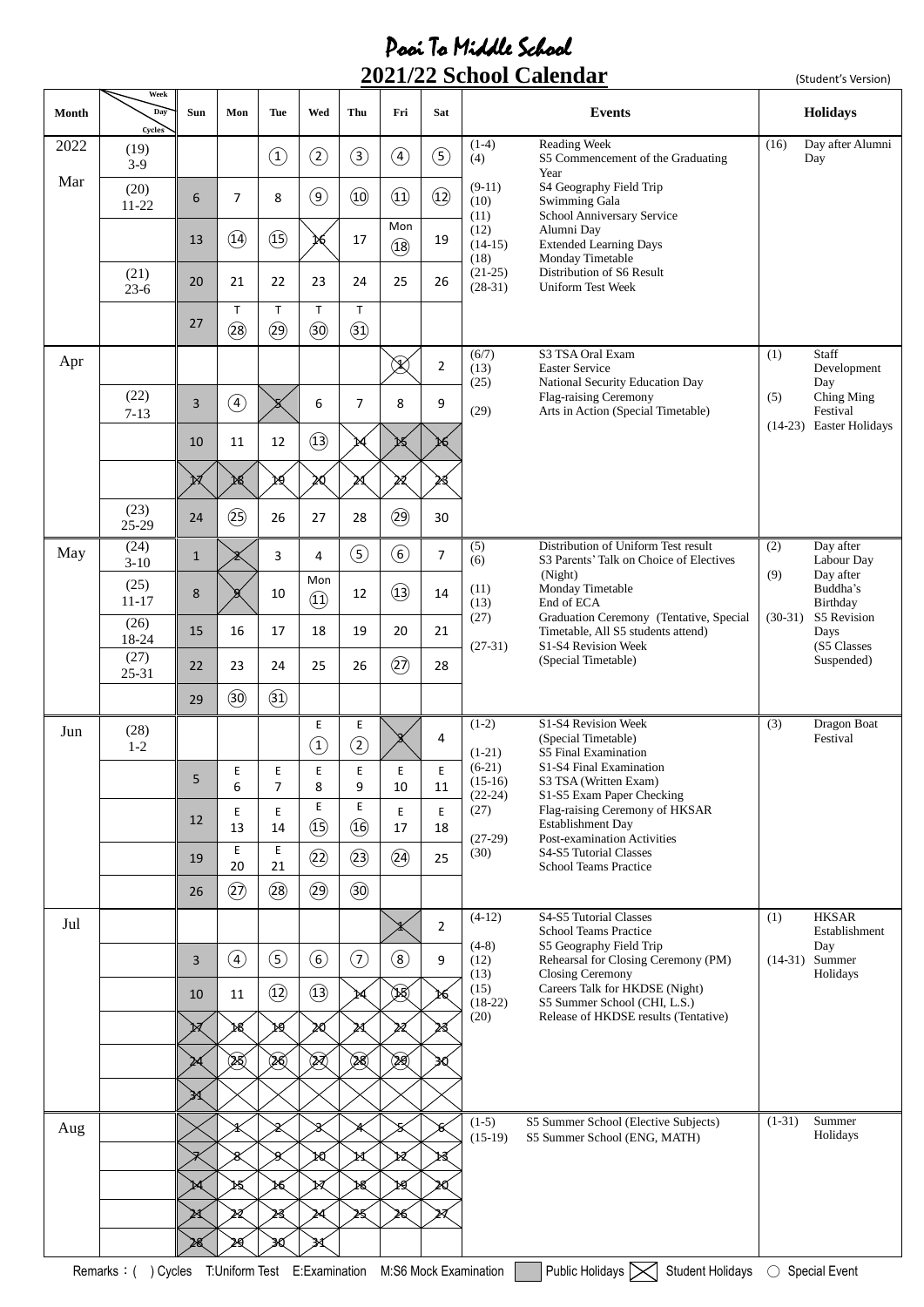# Pooi To Middle School

## 2021/22 School Calendar

(Student's Version)

| Month | Week / Day / Cycles | Sun | Mon | Tue | Wed | Thu | Fri | Sat | Events | Holidays |
|---|---|---|---|---|---|---|---|---|---|---|
| 2022 Mar | (19) 3-9 | | | ① | ② | ③ | ④ | ⑤ | (1-4) Reading Week<br>(4) S5 Commencement of the Graduating Year<br>(9-11) S4 Geography Field Trip<br>(10) Swimming Gala<br>(11) School Anniversary Service<br>(12) Alumni Day<br>(14-15) Extended Learning Days<br>(18) Monday Timetable<br>(21-25) Distribution of S6 Result<br>(28-31) Uniform Test Week | (16) Day after Alumni Day |
| | (20) 11-22 | 6 | 7 | 8 | ⑨ | ⑩ | ⑪ | ⑫ | | |
| | | 13 | ⑭ | ⑮ | 16 | 17 | Mon ⑱ | 19 | | |
| | (21) 23-6 | 20 | 21 | 22 | 23 | 24 | 25 | 26 | | |
| | | 27 | T ㉘ | T ㉙ | T ㉚ | T ㉛ | | | | |
| Apr | | | | | | | ① | 2 | (6/7) S3 TSA Oral Exam<br>(13) Easter Service<br>(25) National Security Education Day Flag-raising Ceremony<br>(29) Arts in Action (Special Timetable) | (1) Staff Development Day<br>(5) Ching Ming Festival<br>(14-23) Easter Holidays |
| | (22) 7-13 | 3 | ④ | 5 | 6 | 7 | 8 | 9 | | |
| | | 10 | 11 | 12 | ⑬ | 14 | 15 | 16 | | |
| | | 17 | 18 | 19 | 20 | 21 | 22 | 23 | | |
| | (23) 25-29 | 24 | ㉕ | 26 | 27 | 28 | ㉙ | 30 | | |
| May | (24) 3-10 | 1 | 2 | 3 | 4 | ⑤ | ⑥ | 7 | (5) Distribution of Uniform Test result<br>(6) S3 Parents' Talk on Choice of Electives (Night)<br>(11) Monday Timetable<br>(13) End of ECA<br>(27) Graduation Ceremony (Tentative, Special Timetable, All S5 students attend)<br>(27-31) S1-S4 Revision Week (Special Timetable) | (2) Day after Labour Day<br>(9) Day after Buddha's Birthday<br>(30-31) S5 Revision Days (S5 Classes Suspended) |
| | (25) 11-17 | 8 | 9 | 10 | Mon ⑪ | 12 | ⑬ | 14 | | |
| | (26) 18-24 | 15 | 16 | 17 | 18 | 19 | 20 | 21 | | |
| | (27) 25-31 | 22 | 23 | 24 | 25 | 26 | ㉗ | 28 | | |
| | | 29 | ㉚ | ㉛ | | | | | | |
| Jun | (28) 1-2 | | | | E ① | E ② | 3 | 4 | (1-2) S1-S4 Revision Week (Special Timetable)<br>(1-21) S5 Final Examination<br>(6-21) S1-S4 Final Examination<br>(15-16) S3 TSA (Written Exam)<br>(22-24) S1-S5 Exam Paper Checking<br>(27) Flag-raising Ceremony of HKSAR Establishment Day<br>(27-29) Post-examination Activities<br>(30) S4-S5 Tutorial Classes School Teams Practice | (3) Dragon Boat Festival |
| | | 5 | E 6 | E 7 | E 8 | E 9 | E 10 | E 11 | | |
| | | 12 | E 13 | E 14 | E ⑮ | E ⑯ | E 17 | E 18 | | |
| | | 19 | E 20 | E 21 | ㉒ | ㉓ | ㉔ | 25 | | |
| | | 26 | ㉗ | ㉘ | ㉙ | ㉚ | | | | |
| Jul | | | | | | | 1 | 2 | (4-12) S4-S5 Tutorial Classes School Teams Practice<br>(4-8) S5 Geography Field Trip<br>(12) Rehearsal for Closing Ceremony (PM)<br>(13) Closing Ceremony<br>(15) Careers Talk for HKDSE (Night)<br>(18-22) S5 Summer School (CHI, L.S.)<br>(20) Release of HKDSE results (Tentative) | (1) HKSAR Establishment Day<br>(14-31) Summer Holidays |
| | | 3 | ④ | ⑤ | ⑥ | ⑦ | ⑧ | 9 | | |
| | | 10 | 11 | ⑫ | ⑬ | 14 | ⑮ | 16 | | |
| | | 17 | 18 | 19 | ⑳ | 21 | 22 | 23 | | |
| | | 24 | ㉕ | ㉖ | ㉗ | ㉘ | ㉙ | 30 | | |
| | | 31 | | | | | | | | |
| Aug | | | 1 | 2 | 3 | 4 | 5 | 6 | (1-5) S5 Summer School (Elective Subjects)<br>(15-19) S5 Summer School (ENG, MATH) | (1-31) Summer Holidays |
| | | 7 | 8 | 9 | 10 | 11 | 12 | 13 | | |
| | | 14 | 15 | 16 | 17 | 18 | 19 | 20 | | |
| | | 21 | 22 | 23 | 24 | 25 | 26 | 27 | | |
| | | 28 | 29 | 30 | 31 | | | | | |

Remarks：( ) Cycles T:Uniform Test E:Examination M:S6 Mock Examination Public Holidays Student Holidays ○ Special Event